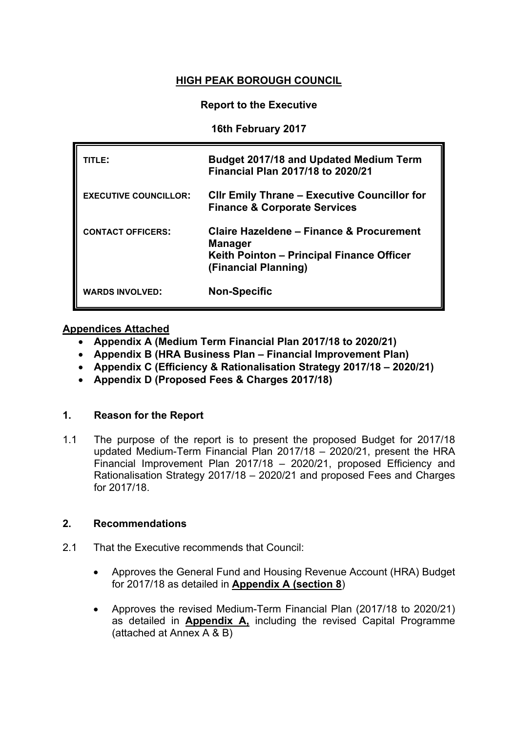# HIGH PEAK BOROUGH COUNCIL

**Report to the Executive**

**16th February 2017**

| | |
|---|---|
| **TITLE:** | **Budget 2017/18 and Updated Medium Term Financial Plan 2017/18 to 2020/21** |
| **EXECUTIVE COUNCILLOR:** | **Cllr Emily Thrane – Executive Councillor for Finance & Corporate Services** |
| **CONTACT OFFICERS:** | **Claire Hazeldene – Finance & Procurement Manager**<br>**Keith Pointon – Principal Finance Officer (Financial Planning)** |
| **WARDS INVOLVED:** | **Non-Specific** |

**Appendices Attached**

- **Appendix A (Medium Term Financial Plan 2017/18 to 2020/21)**
- **Appendix B (HRA Business Plan – Financial Improvement Plan)**
- **Appendix C (Efficiency & Rationalisation Strategy 2017/18 – 2020/21)**
- **Appendix D (Proposed Fees & Charges 2017/18)**

## 1. Reason for the Report

1.1 The purpose of the report is to present the proposed Budget for 2017/18 updated Medium-Term Financial Plan 2017/18 – 2020/21, present the HRA Financial Improvement Plan 2017/18 – 2020/21, proposed Efficiency and Rationalisation Strategy 2017/18 – 2020/21 and proposed Fees and Charges for 2017/18.

## 2. Recommendations

2.1 That the Executive recommends that Council:

- Approves the General Fund and Housing Revenue Account (HRA) Budget for 2017/18 as detailed in **Appendix A (section 8**)
- Approves the revised Medium-Term Financial Plan (2017/18 to 2020/21) as detailed in **Appendix A,** including the revised Capital Programme (attached at Annex A & B)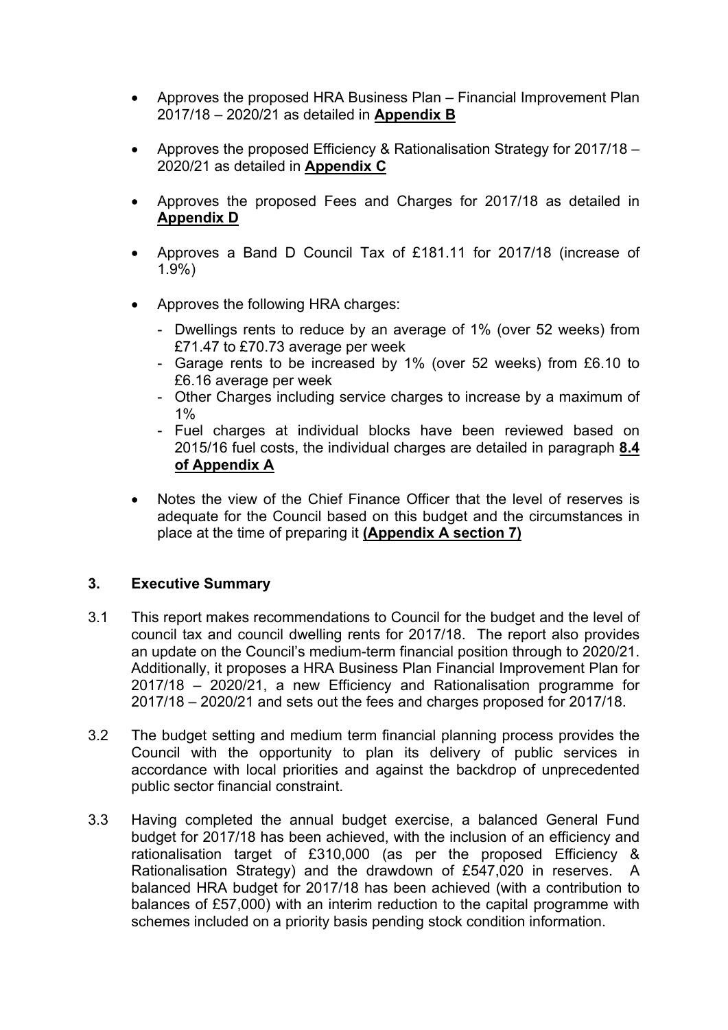- Approves the proposed HRA Business Plan – Financial Improvement Plan 2017/18 – 2020/21 as detailed in **Appendix B**

- Approves the proposed Efficiency & Rationalisation Strategy for 2017/18 – 2020/21 as detailed in **Appendix C**

- Approves the proposed Fees and Charges for 2017/18 as detailed in **Appendix D**

- Approves a Band D Council Tax of £181.11 for 2017/18 (increase of 1.9%)

- Approves the following HRA charges:
  - Dwellings rents to reduce by an average of 1% (over 52 weeks) from £71.47 to £70.73 average per week
  - Garage rents to be increased by 1% (over 52 weeks) from £6.10 to £6.16 average per week
  - Other Charges including service charges to increase by a maximum of 1%
  - Fuel charges at individual blocks have been reviewed based on 2015/16 fuel costs, the individual charges are detailed in paragraph **8.4 of Appendix A**

- Notes the view of the Chief Finance Officer that the level of reserves is adequate for the Council based on this budget and the circumstances in place at the time of preparing it **(Appendix A section 7)**

## 3. Executive Summary

3.1 This report makes recommendations to Council for the budget and the level of council tax and council dwelling rents for 2017/18. The report also provides an update on the Council's medium-term financial position through to 2020/21. Additionally, it proposes a HRA Business Plan Financial Improvement Plan for 2017/18 – 2020/21, a new Efficiency and Rationalisation programme for 2017/18 – 2020/21 and sets out the fees and charges proposed for 2017/18.

3.2 The budget setting and medium term financial planning process provides the Council with the opportunity to plan its delivery of public services in accordance with local priorities and against the backdrop of unprecedented public sector financial constraint.

3.3 Having completed the annual budget exercise, a balanced General Fund budget for 2017/18 has been achieved, with the inclusion of an efficiency and rationalisation target of £310,000 (as per the proposed Efficiency & Rationalisation Strategy) and the drawdown of £547,020 in reserves. A balanced HRA budget for 2017/18 has been achieved (with a contribution to balances of £57,000) with an interim reduction to the capital programme with schemes included on a priority basis pending stock condition information.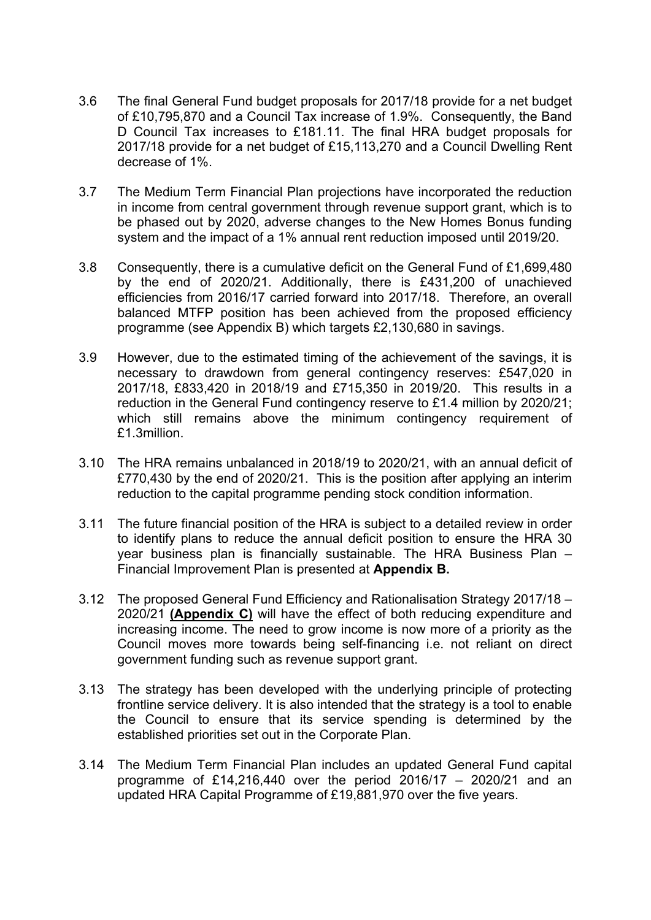3.6 The final General Fund budget proposals for 2017/18 provide for a net budget of £10,795,870 and a Council Tax increase of 1.9%. Consequently, the Band D Council Tax increases to £181.11. The final HRA budget proposals for 2017/18 provide for a net budget of £15,113,270 and a Council Dwelling Rent decrease of 1%.

3.7 The Medium Term Financial Plan projections have incorporated the reduction in income from central government through revenue support grant, which is to be phased out by 2020, adverse changes to the New Homes Bonus funding system and the impact of a 1% annual rent reduction imposed until 2019/20.

3.8 Consequently, there is a cumulative deficit on the General Fund of £1,699,480 by the end of 2020/21. Additionally, there is £431,200 of unachieved efficiencies from 2016/17 carried forward into 2017/18. Therefore, an overall balanced MTFP position has been achieved from the proposed efficiency programme (see Appendix B) which targets £2,130,680 in savings.

3.9 However, due to the estimated timing of the achievement of the savings, it is necessary to drawdown from general contingency reserves: £547,020 in 2017/18, £833,420 in 2018/19 and £715,350 in 2019/20. This results in a reduction in the General Fund contingency reserve to £1.4 million by 2020/21; which still remains above the minimum contingency requirement of £1.3million.

3.10 The HRA remains unbalanced in 2018/19 to 2020/21, with an annual deficit of £770,430 by the end of 2020/21. This is the position after applying an interim reduction to the capital programme pending stock condition information.

3.11 The future financial position of the HRA is subject to a detailed review in order to identify plans to reduce the annual deficit position to ensure the HRA 30 year business plan is financially sustainable. The HRA Business Plan – Financial Improvement Plan is presented at **Appendix B.**

3.12 The proposed General Fund Efficiency and Rationalisation Strategy 2017/18 – 2020/21 **(Appendix C)** will have the effect of both reducing expenditure and increasing income. The need to grow income is now more of a priority as the Council moves more towards being self-financing i.e. not reliant on direct government funding such as revenue support grant.

3.13 The strategy has been developed with the underlying principle of protecting frontline service delivery. It is also intended that the strategy is a tool to enable the Council to ensure that its service spending is determined by the established priorities set out in the Corporate Plan.

3.14 The Medium Term Financial Plan includes an updated General Fund capital programme of £14,216,440 over the period 2016/17 – 2020/21 and an updated HRA Capital Programme of £19,881,970 over the five years.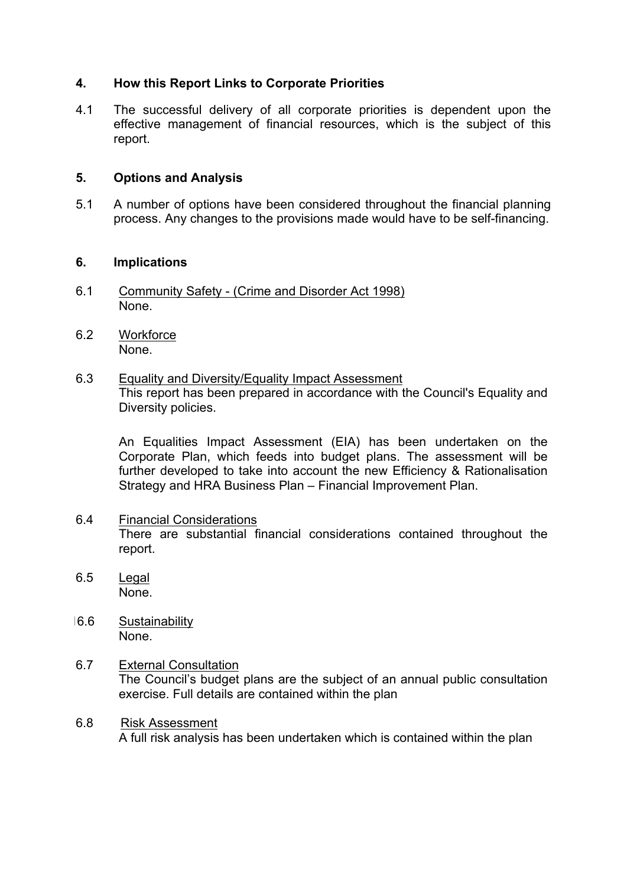## 4. How this Report Links to Corporate Priorities

4.1 The successful delivery of all corporate priorities is dependent upon the effective management of financial resources, which is the subject of this report.

## 5. Options and Analysis

5.1 A number of options have been considered throughout the financial planning process. Any changes to the provisions made would have to be self-financing.

## 6. Implications

6.1 Community Safety - (Crime and Disorder Act 1998)
None.

6.2 Workforce
None.

6.3 Equality and Diversity/Equality Impact Assessment
This report has been prepared in accordance with the Council's Equality and Diversity policies.

An Equalities Impact Assessment (EIA) has been undertaken on the Corporate Plan, which feeds into budget plans. The assessment will be further developed to take into account the new Efficiency & Rationalisation Strategy and HRA Business Plan – Financial Improvement Plan.

6.4 Financial Considerations
There are substantial financial considerations contained throughout the report.

6.5 Legal
None.

6.6 Sustainability
None.

6.7 External Consultation
The Council's budget plans are the subject of an annual public consultation exercise. Full details are contained within the plan

6.8 Risk Assessment
A full risk analysis has been undertaken which is contained within the plan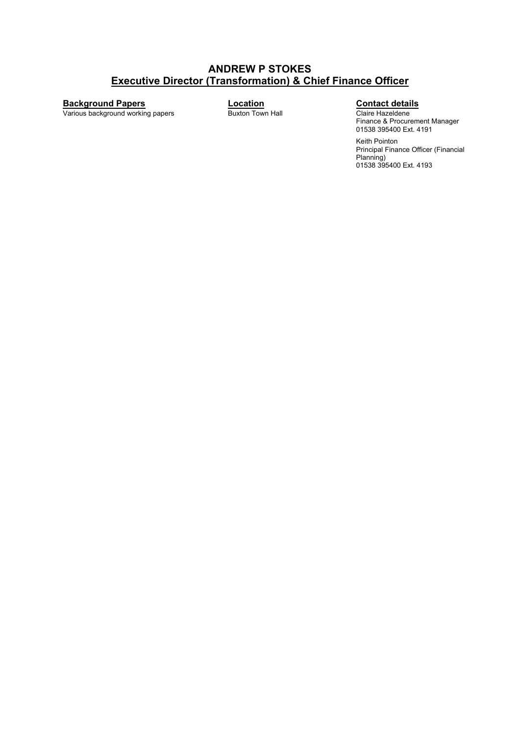**ANDREW P STOKES**
**Executive Director (Transformation) & Chief Finance Officer**

| Background Papers | Location | Contact details |
| --- | --- | --- |
| Various background working papers | Buxton Town Hall | Claire Hazeldene<br>Finance & Procurement Manager<br>01538 395400 Ext. 4191<br><br>Keith Pointon<br>Principal Finance Officer (Financial Planning)<br>01538 395400 Ext. 4193 |